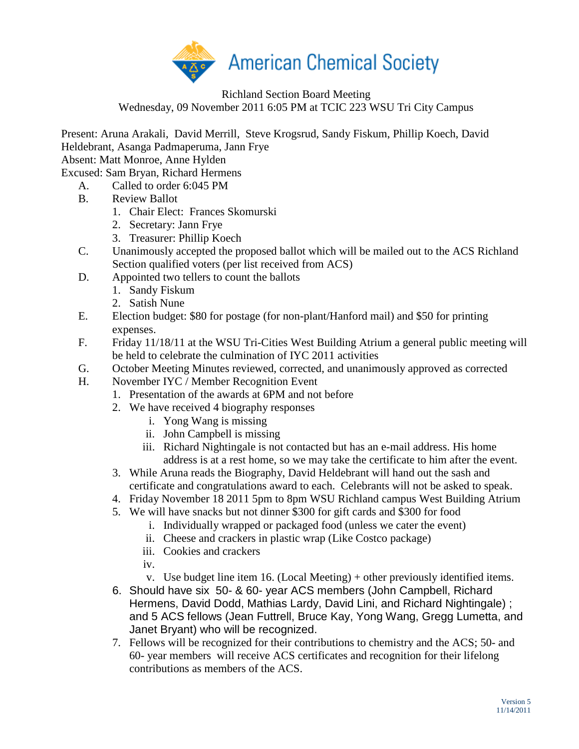American Chemical Society

Richland Section Board Meeting
Wednesday, 09 November 2011 6:05 PM at TCIC 223 WSU Tri City Campus

Present: Aruna Arakali, David Merrill, Steve Krogsrud, Sandy Fiskum, Phillip Koech, David Heldebrant, Asanga Padmaperuma, Jann Frye
Absent: Matt Monroe, Anne Hylden
Excused: Sam Bryan, Richard Hermens

A. Called to order 6:045 PM
B. Review Ballot
   1. Chair Elect: Frances Skomurski
   2. Secretary: Jann Frye
   3. Treasurer: Phillip Koech
C. Unanimously accepted the proposed ballot which will be mailed out to the ACS Richland Section qualified voters (per list received from ACS)
D. Appointed two tellers to count the ballots
   1. Sandy Fiskum
   2. Satish Nune
E. Election budget: $80 for postage (for non-plant/Hanford mail) and $50 for printing expenses.
F. Friday 11/18/11 at the WSU Tri-Cities West Building Atrium a general public meeting will be held to celebrate the culmination of IYC 2011 activities
G. October Meeting Minutes reviewed, corrected, and unanimously approved as corrected
H. November IYC / Member Recognition Event
   1. Presentation of the awards at 6PM and not before
   2. We have received 4 biography responses
      i. Yong Wang is missing
      ii. John Campbell is missing
      iii. Richard Nightingale is not contacted but has an e-mail address. His home address is at a rest home, so we may take the certificate to him after the event.
   3. While Aruna reads the Biography, David Heldebrant will hand out the sash and certificate and congratulations award to each. Celebrants will not be asked to speak.
   4. Friday November 18 2011 5pm to 8pm WSU Richland campus West Building Atrium
   5. We will have snacks but not dinner $300 for gift cards and $300 for food
      i. Individually wrapped or packaged food (unless we cater the event)
      ii. Cheese and crackers in plastic wrap (Like Costco package)
      iii. Cookies and crackers
      iv.
      v. Use budget line item 16. (Local Meeting) + other previously identified items.
   6. Should have six 50- & 60- year ACS members (John Campbell, Richard Hermens, David Dodd, Mathias Lardy, David Lini, and Richard Nightingale) ; and 5 ACS fellows (Jean Futtrell, Bruce Kay, Yong Wang, Gregg Lumetta, and Janet Bryant) who will be recognized.
   7. Fellows will be recognized for their contributions to chemistry and the ACS; 50- and 60- year members will receive ACS certificates and recognition for their lifelong contributions as members of the ACS.

Version 5
11/14/2011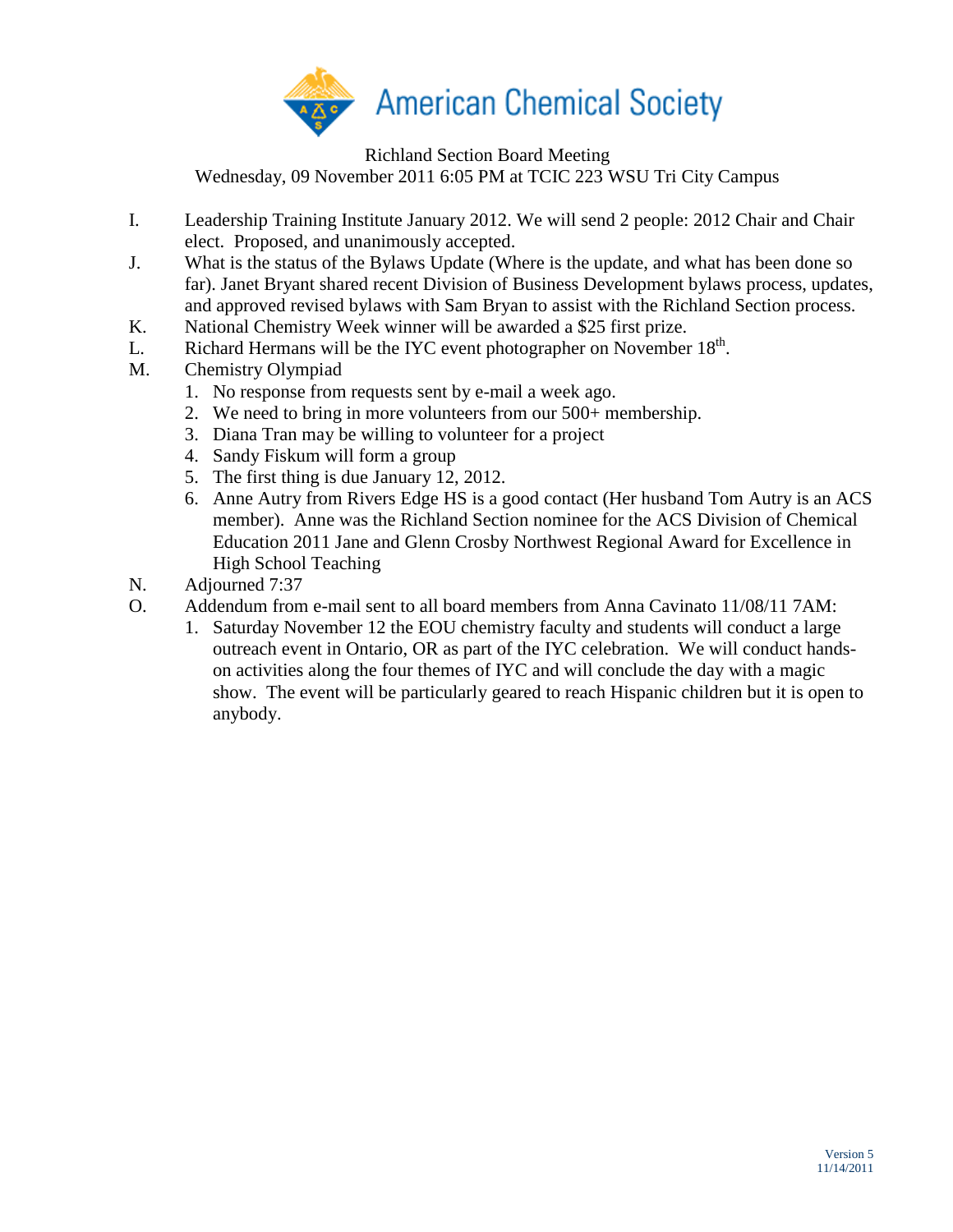American Chemical Society

Richland Section Board Meeting
Wednesday, 09 November 2011 6:05 PM at TCIC 223 WSU Tri City Campus

I. Leadership Training Institute January 2012. We will send 2 people: 2012 Chair and Chair elect. Proposed, and unanimously accepted.

J. What is the status of the Bylaws Update (Where is the update, and what has been done so far). Janet Bryant shared recent Division of Business Development bylaws process, updates, and approved revised bylaws with Sam Bryan to assist with the Richland Section process.

K. National Chemistry Week winner will be awarded a $25 first prize.

L. Richard Hermans will be the IYC event photographer on November 18th.

M. Chemistry Olympiad
   1. No response from requests sent by e-mail a week ago.
   2. We need to bring in more volunteers from our 500+ membership.
   3. Diana Tran may be willing to volunteer for a project
   4. Sandy Fiskum will form a group
   5. The first thing is due January 12, 2012.
   6. Anne Autry from Rivers Edge HS is a good contact (Her husband Tom Autry is an ACS member). Anne was the Richland Section nominee for the ACS Division of Chemical Education 2011 Jane and Glenn Crosby Northwest Regional Award for Excellence in High School Teaching

N. Adjourned 7:37

O. Addendum from e-mail sent to all board members from Anna Cavinato 11/08/11 7AM:
   1. Saturday November 12 the EOU chemistry faculty and students will conduct a large outreach event in Ontario, OR as part of the IYC celebration. We will conduct hands-on activities along the four themes of IYC and will conclude the day with a magic show. The event will be particularly geared to reach Hispanic children but it is open to anybody.

Version 5
11/14/2011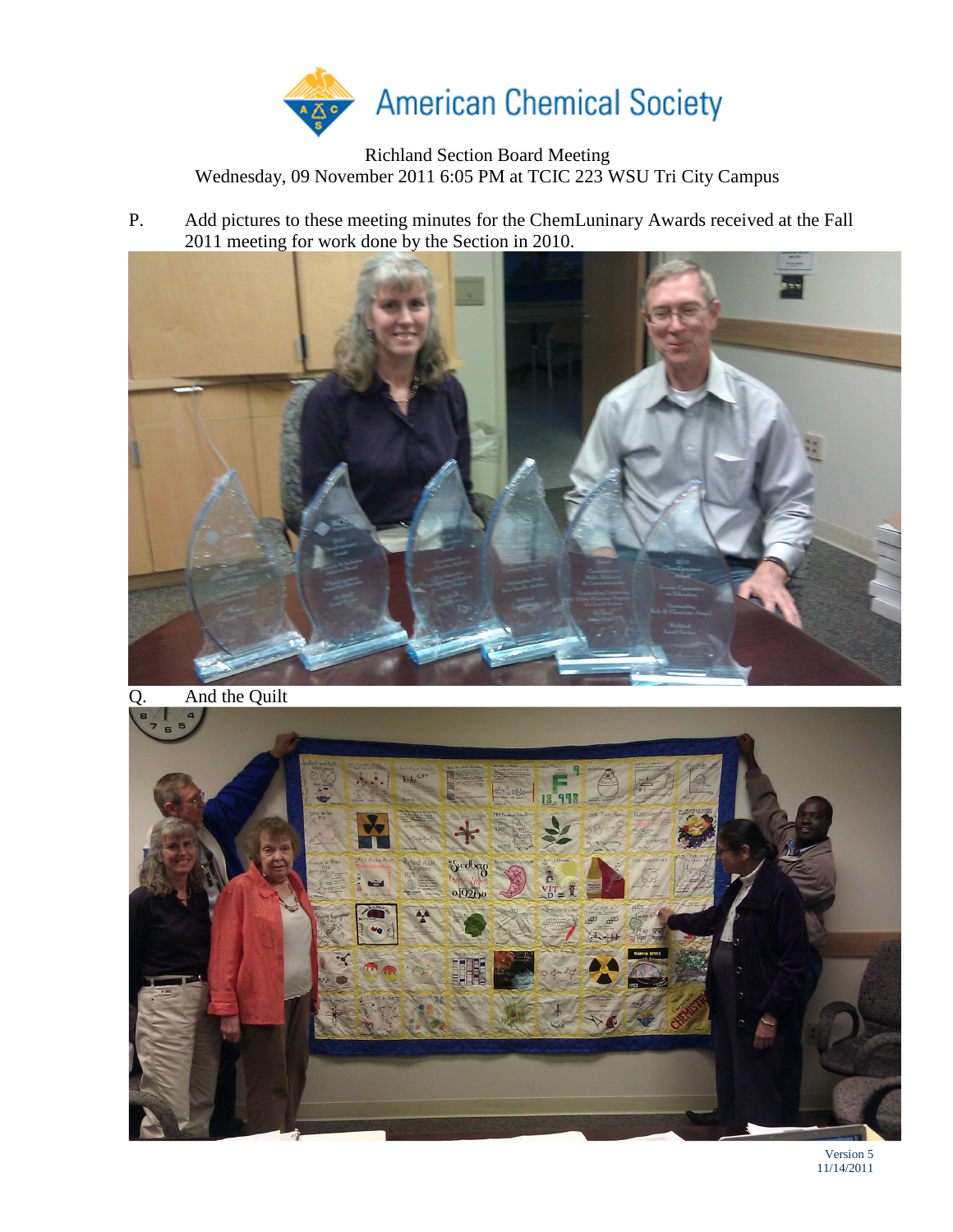American Chemical Society

Richland Section Board Meeting
Wednesday, 09 November 2011 6:05 PM at TCIC 223 WSU Tri City Campus

P. Add pictures to these meeting minutes for the ChemLuninary Awards received at the Fall 2011 meeting for work done by the Section in 2010.

Q. And the Quilt

Version 5
11/14/2011